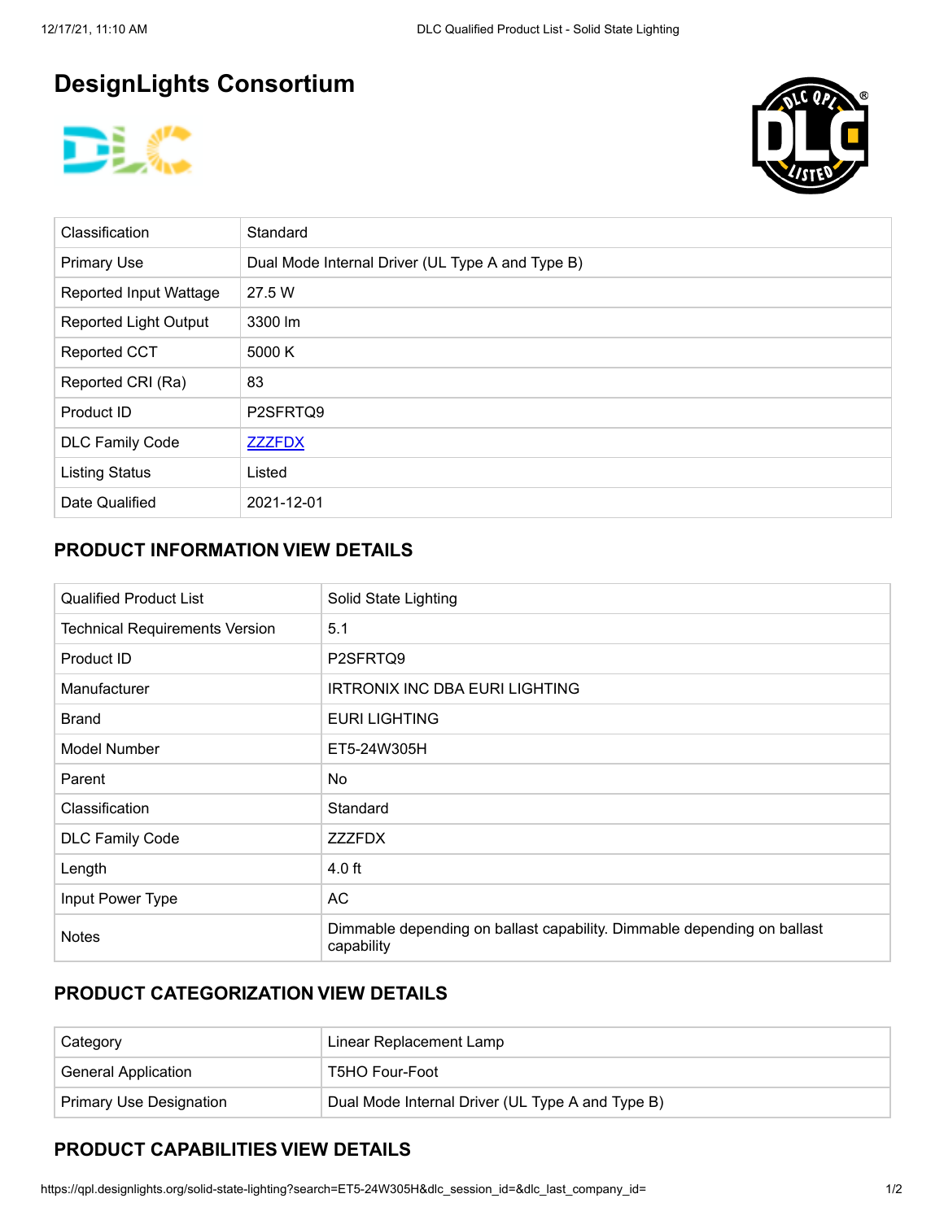# DesignLights Consortium

| Classification | Standard |
|---|---|
| Primary Use | Dual Mode Internal Driver (UL Type A and Type B) |
| Reported Input Wattage | 27.5 W |
| Reported Light Output | 3300 lm |
| Reported CCT | 5000 K |
| Reported CRI (Ra) | 83 |
| Product ID | P2SFRTQ9 |
| DLC Family Code | [ZZZFDX](ZZZFDX) |
| Listing Status | Listed |
| Date Qualified | 2021-12-01 |

## PRODUCT INFORMATION VIEW DETAILS

| Qualified Product List | Solid State Lighting |
|---|---|
| Technical Requirements Version | 5.1 |
| Product ID | P2SFRTQ9 |
| Manufacturer | IRTRONIX INC DBA EURI LIGHTING |
| Brand | EURI LIGHTING |
| Model Number | ET5-24W305H |
| Parent | No |
| Classification | Standard |
| DLC Family Code | ZZZFDX |
| Length | 4.0 ft |
| Input Power Type | AC |
| Notes | Dimmable depending on ballast capability. Dimmable depending on ballast capability |

## PRODUCT CATEGORIZATION VIEW DETAILS

| Category | Linear Replacement Lamp |
|---|---|
| General Application | T5HO Four-Foot |
| Primary Use Designation | Dual Mode Internal Driver (UL Type A and Type B) |

## PRODUCT CAPABILITIES VIEW DETAILS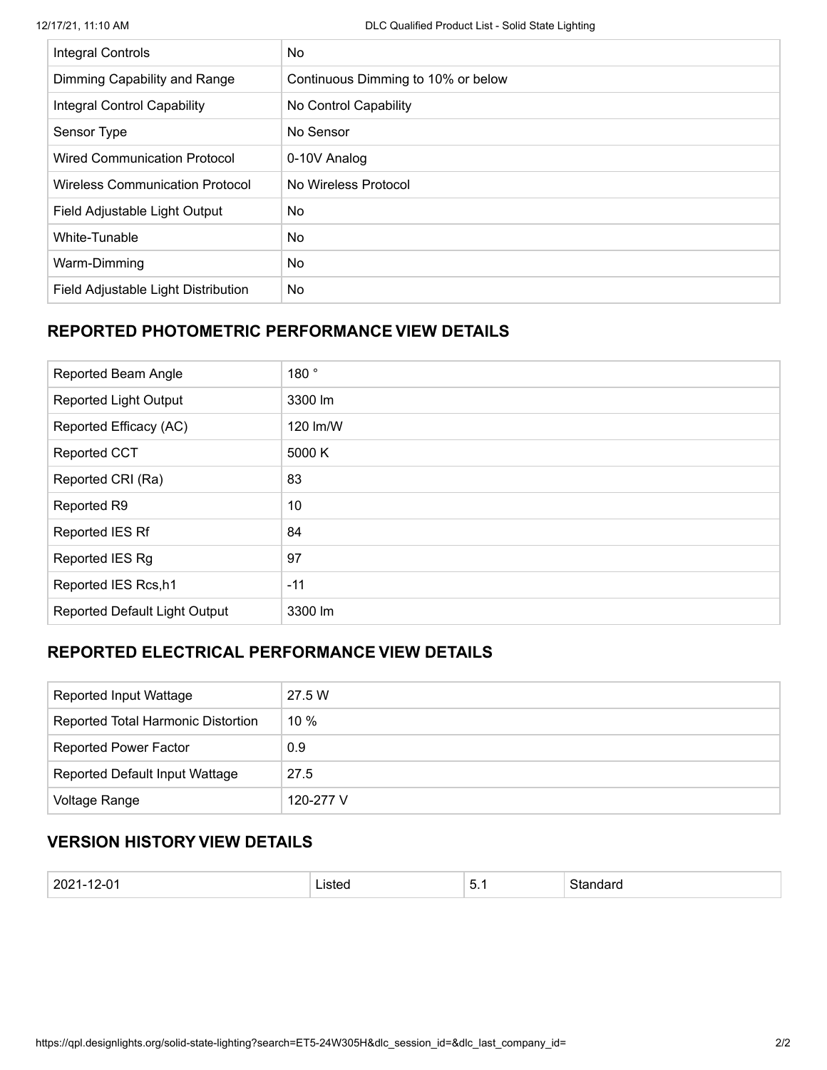| | |
|---|---|
| Integral Controls | No |
| Dimming Capability and Range | Continuous Dimming to 10% or below |
| Integral Control Capability | No Control Capability |
| Sensor Type | No Sensor |
| Wired Communication Protocol | 0-10V Analog |
| Wireless Communication Protocol | No Wireless Protocol |
| Field Adjustable Light Output | No |
| White-Tunable | No |
| Warm-Dimming | No |
| Field Adjustable Light Distribution | No |

## REPORTED PHOTOMETRIC PERFORMANCE VIEW DETAILS

| | |
|---|---|
| Reported Beam Angle | 180 ° |
| Reported Light Output | 3300 lm |
| Reported Efficacy (AC) | 120 lm/W |
| Reported CCT | 5000 K |
| Reported CRI (Ra) | 83 |
| Reported R9 | 10 |
| Reported IES Rf | 84 |
| Reported IES Rg | 97 |
| Reported IES Rcs,h1 | -11 |
| Reported Default Light Output | 3300 lm |

## REPORTED ELECTRICAL PERFORMANCE VIEW DETAILS

| | |
|---|---|
| Reported Input Wattage | 27.5 W |
| Reported Total Harmonic Distortion | 10 % |
| Reported Power Factor | 0.9 |
| Reported Default Input Wattage | 27.5 |
| Voltage Range | 120-277 V |

## VERSION HISTORY VIEW DETAILS

| | | | |
|---|---|---|---|
| 2021-12-01 | Listed | 5.1 | Standard |